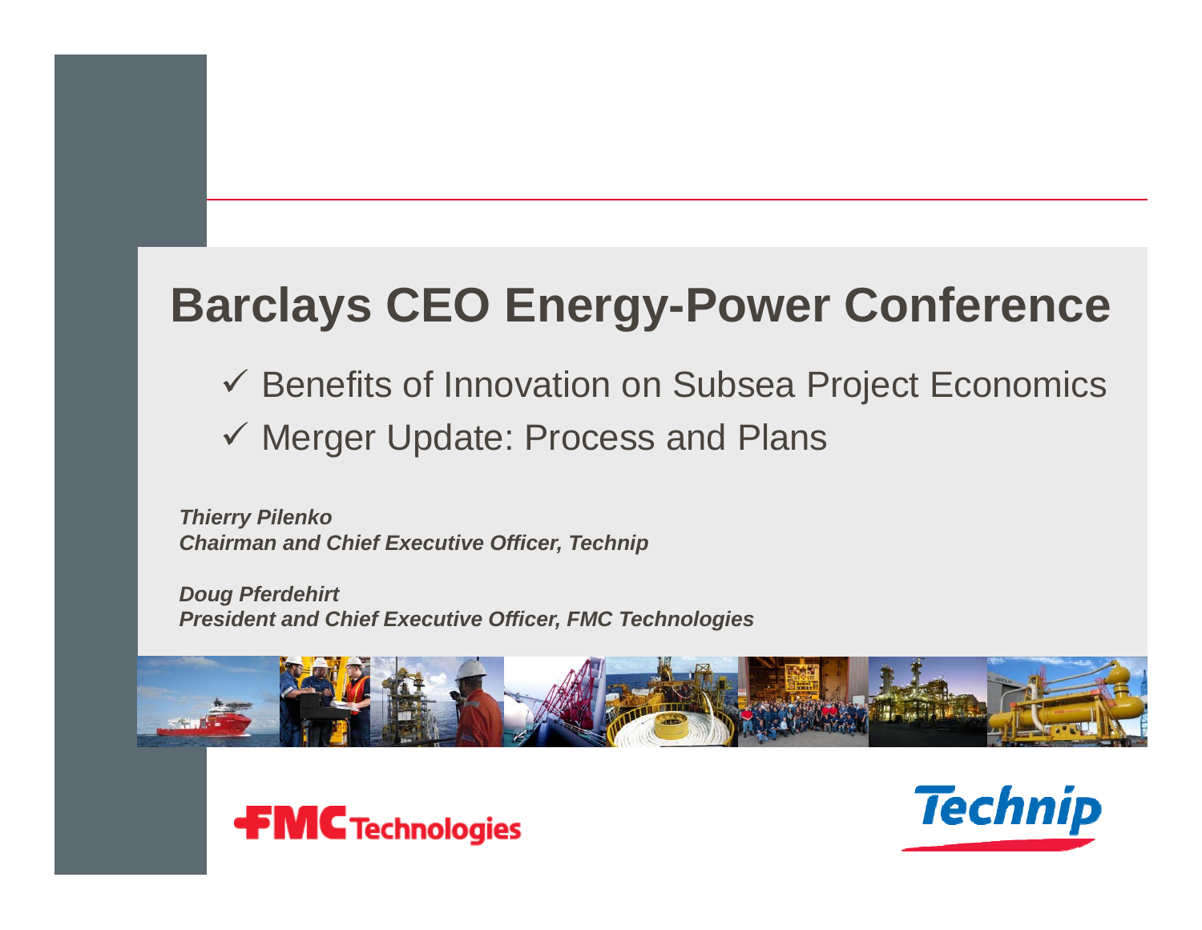# Barclays CEO Energy-Power Conference

- ✓ Benefits of Innovation on Subsea Project Economics
- ✓ Merger Update: Process and Plans

***Thierry Pilenko***
***Chairman and Chief Executive Officer, Technip***

***Doug Pferdehirt***
***President and Chief Executive Officer, FMC Technologies***

FMC Technologies

Technip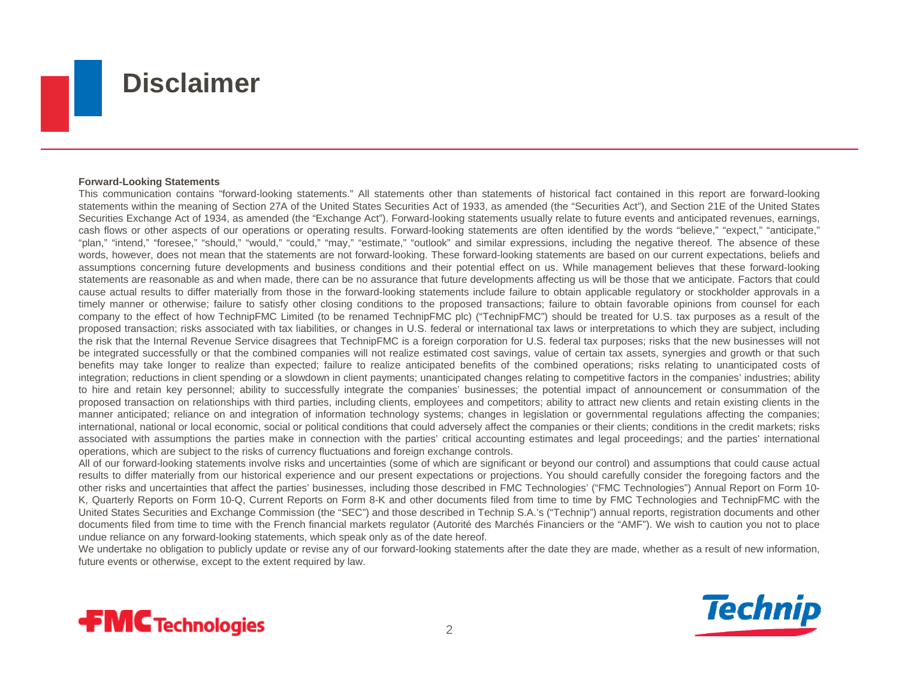# Disclaimer

**Forward-Looking Statements**

This communication contains "forward-looking statements." All statements other than statements of historical fact contained in this report are forward-looking statements within the meaning of Section 27A of the United States Securities Act of 1933, as amended (the "Securities Act"), and Section 21E of the United States Securities Exchange Act of 1934, as amended (the "Exchange Act"). Forward-looking statements usually relate to future events and anticipated revenues, earnings, cash flows or other aspects of our operations or operating results. Forward-looking statements are often identified by the words "believe," "expect," "anticipate," "plan," "intend," "foresee," "should," "would," "could," "may," "estimate," "outlook" and similar expressions, including the negative thereof. The absence of these words, however, does not mean that the statements are not forward-looking. These forward-looking statements are based on our current expectations, beliefs and assumptions concerning future developments and business conditions and their potential effect on us. While management believes that these forward-looking statements are reasonable as and when made, there can be no assurance that future developments affecting us will be those that we anticipate. Factors that could cause actual results to differ materially from those in the forward-looking statements include failure to obtain applicable regulatory or stockholder approvals in a timely manner or otherwise; failure to satisfy other closing conditions to the proposed transactions; failure to obtain favorable opinions from counsel for each company to the effect of how TechnipFMC Limited (to be renamed TechnipFMC plc) ("TechnipFMC") should be treated for U.S. tax purposes as a result of the proposed transaction; risks associated with tax liabilities, or changes in U.S. federal or international tax laws or interpretations to which they are subject, including the risk that the Internal Revenue Service disagrees that TechnipFMC is a foreign corporation for U.S. federal tax purposes; risks that the new businesses will not be integrated successfully or that the combined companies will not realize estimated cost savings, value of certain tax assets, synergies and growth or that such benefits may take longer to realize than expected; failure to realize anticipated benefits of the combined operations; risks relating to unanticipated costs of integration; reductions in client spending or a slowdown in client payments; unanticipated changes relating to competitive factors in the companies' industries; ability to hire and retain key personnel; ability to successfully integrate the companies' businesses; the potential impact of announcement or consummation of the proposed transaction on relationships with third parties, including clients, employees and competitors; ability to attract new clients and retain existing clients in the manner anticipated; reliance on and integration of information technology systems; changes in legislation or governmental regulations affecting the companies; international, national or local economic, social or political conditions that could adversely affect the companies or their clients; conditions in the credit markets; risks associated with assumptions the parties make in connection with the parties' critical accounting estimates and legal proceedings; and the parties' international operations, which are subject to the risks of currency fluctuations and foreign exchange controls.

All of our forward-looking statements involve risks and uncertainties (some of which are significant or beyond our control) and assumptions that could cause actual results to differ materially from our historical experience and our present expectations or projections. You should carefully consider the foregoing factors and the other risks and uncertainties that affect the parties' businesses, including those described in FMC Technologies' ("FMC Technologies") Annual Report on Form 10-K, Quarterly Reports on Form 10-Q, Current Reports on Form 8-K and other documents filed from time to time by FMC Technologies and TechnipFMC with the United States Securities and Exchange Commission (the "SEC") and those described in Technip S.A.'s ("Technip") annual reports, registration documents and other documents filed from time to time with the French financial markets regulator (Autorité des Marchés Financiers or the "AMF"). We wish to caution you not to place undue reliance on any forward-looking statements, which speak only as of the date hereof.

We undertake no obligation to publicly update or revise any of our forward-looking statements after the date they are made, whether as a result of new information, future events or otherwise, except to the extent required by law.

FMC Technologies

Technip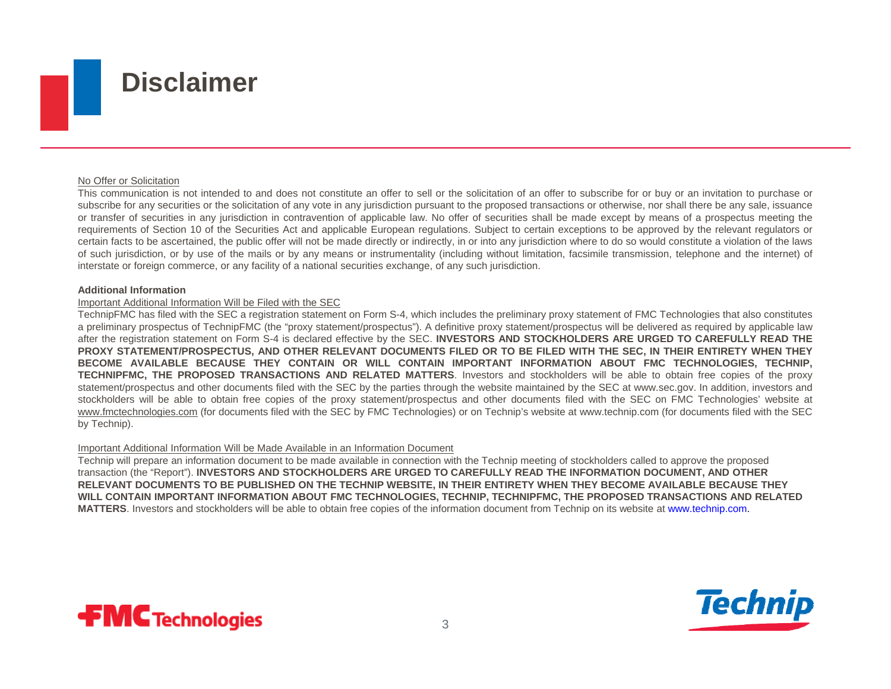# Disclaimer

No Offer or Solicitation

This communication is not intended to and does not constitute an offer to sell or the solicitation of an offer to subscribe for or buy or an invitation to purchase or subscribe for any securities or the solicitation of any vote in any jurisdiction pursuant to the proposed transactions or otherwise, nor shall there be any sale, issuance or transfer of securities in any jurisdiction in contravention of applicable law. No offer of securities shall be made except by means of a prospectus meeting the requirements of Section 10 of the Securities Act and applicable European regulations. Subject to certain exceptions to be approved by the relevant regulators or certain facts to be ascertained, the public offer will not be made directly or indirectly, in or into any jurisdiction where to do so would constitute a violation of the laws of such jurisdiction, or by use of the mails or by any means or instrumentality (including without limitation, facsimile transmission, telephone and the internet) of interstate or foreign commerce, or any facility of a national securities exchange, of any such jurisdiction.

**Additional Information**

Important Additional Information Will be Filed with the SEC

TechnipFMC has filed with the SEC a registration statement on Form S-4, which includes the preliminary proxy statement of FMC Technologies that also constitutes a preliminary prospectus of TechnipFMC (the "proxy statement/prospectus"). A definitive proxy statement/prospectus will be delivered as required by applicable law after the registration statement on Form S-4 is declared effective by the SEC. **INVESTORS AND STOCKHOLDERS ARE URGED TO CAREFULLY READ THE PROXY STATEMENT/PROSPECTUS, AND OTHER RELEVANT DOCUMENTS FILED OR TO BE FILED WITH THE SEC, IN THEIR ENTIRETY WHEN THEY BECOME AVAILABLE BECAUSE THEY CONTAIN OR WILL CONTAIN IMPORTANT INFORMATION ABOUT FMC TECHNOLOGIES, TECHNIP, TECHNIPFMC, THE PROPOSED TRANSACTIONS AND RELATED MATTERS**. Investors and stockholders will be able to obtain free copies of the proxy statement/prospectus and other documents filed with the SEC by the parties through the website maintained by the SEC at www.sec.gov. In addition, investors and stockholders will be able to obtain free copies of the proxy statement/prospectus and other documents filed with the SEC on FMC Technologies' website at www.fmctechnologies.com (for documents filed with the SEC by FMC Technologies) or on Technip's website at www.technip.com (for documents filed with the SEC by Technip).

Important Additional Information Will be Made Available in an Information Document

Technip will prepare an information document to be made available in connection with the Technip meeting of stockholders called to approve the proposed transaction (the "Report"). **INVESTORS AND STOCKHOLDERS ARE URGED TO CAREFULLY READ THE INFORMATION DOCUMENT, AND OTHER RELEVANT DOCUMENTS TO BE PUBLISHED ON THE TECHNIP WEBSITE, IN THEIR ENTIRETY WHEN THEY BECOME AVAILABLE BECAUSE THEY WILL CONTAIN IMPORTANT INFORMATION ABOUT FMC TECHNOLOGIES, TECHNIP, TECHNIPFMC, THE PROPOSED TRANSACTIONS AND RELATED MATTERS**. Investors and stockholders will be able to obtain free copies of the information document from Technip on its website at www.technip.com.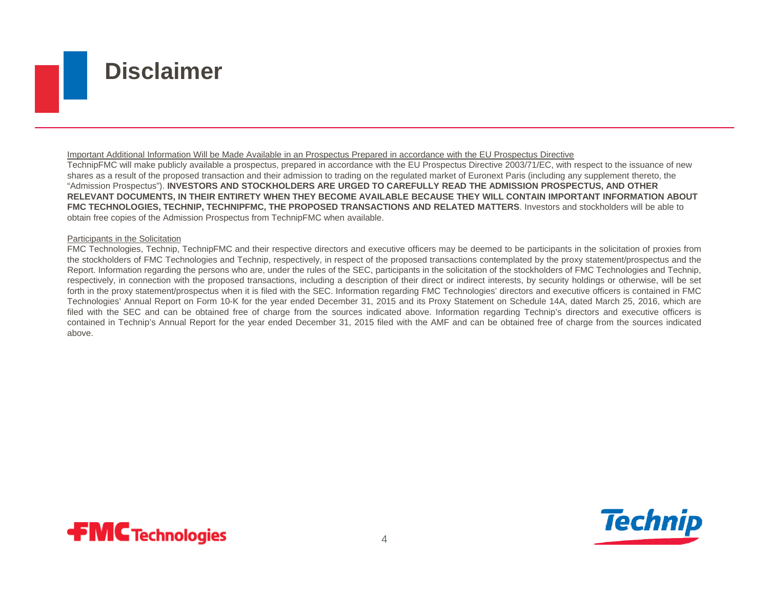# Disclaimer

Important Additional Information Will be Made Available in an Prospectus Prepared in accordance with the EU Prospectus Directive

TechnipFMC will make publicly available a prospectus, prepared in accordance with the EU Prospectus Directive 2003/71/EC, with respect to the issuance of new shares as a result of the proposed transaction and their admission to trading on the regulated market of Euronext Paris (including any supplement thereto, the "Admission Prospectus"). **INVESTORS AND STOCKHOLDERS ARE URGED TO CAREFULLY READ THE ADMISSION PROSPECTUS, AND OTHER RELEVANT DOCUMENTS, IN THEIR ENTIRETY WHEN THEY BECOME AVAILABLE BECAUSE THEY WILL CONTAIN IMPORTANT INFORMATION ABOUT FMC TECHNOLOGIES, TECHNIP, TECHNIPFMC, THE PROPOSED TRANSACTIONS AND RELATED MATTERS**. Investors and stockholders will be able to obtain free copies of the Admission Prospectus from TechnipFMC when available.

Participants in the Solicitation

FMC Technologies, Technip, TechnipFMC and their respective directors and executive officers may be deemed to be participants in the solicitation of proxies from the stockholders of FMC Technologies and Technip, respectively, in respect of the proposed transactions contemplated by the proxy statement/prospectus and the Report. Information regarding the persons who are, under the rules of the SEC, participants in the solicitation of the stockholders of FMC Technologies and Technip, respectively, in connection with the proposed transactions, including a description of their direct or indirect interests, by security holdings or otherwise, will be set forth in the proxy statement/prospectus when it is filed with the SEC. Information regarding FMC Technologies' directors and executive officers is contained in FMC Technologies' Annual Report on Form 10-K for the year ended December 31, 2015 and its Proxy Statement on Schedule 14A, dated March 25, 2016, which are filed with the SEC and can be obtained free of charge from the sources indicated above. Information regarding Technip's directors and executive officers is contained in Technip's Annual Report for the year ended December 31, 2015 filed with the AMF and can be obtained free of charge from the sources indicated above.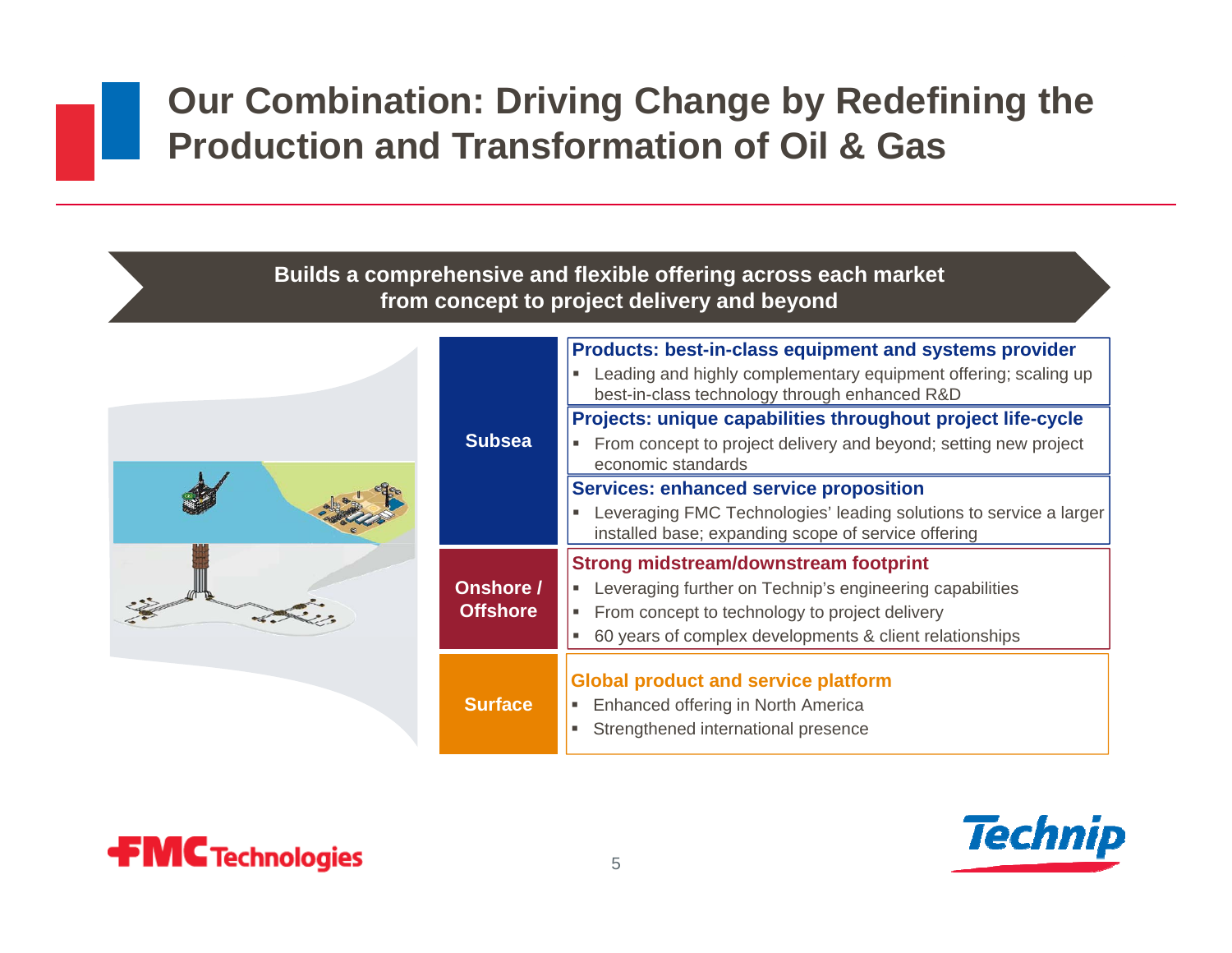# Our Combination: Driving Change by Redefining the Production and Transformation of Oil & Gas

**Builds a comprehensive and flexible offering across each market from concept to project delivery and beyond**

## Subsea

**Products: best-in-class equipment and systems provider**
- Leading and highly complementary equipment offering; scaling up best-in-class technology through enhanced R&D

**Projects: unique capabilities throughout project life-cycle**
- From concept to project delivery and beyond; setting new project economic standards

**Services: enhanced service proposition**
- Leveraging FMC Technologies' leading solutions to service a larger installed base; expanding scope of service offering

## Onshore / Offshore

**Strong midstream/downstream footprint**
- Leveraging further on Technip's engineering capabilities
- From concept to technology to project delivery
- 60 years of complex developments & client relationships

## Surface

**Global product and service platform**
- Enhanced offering in North America
- Strengthened international presence

FMC Technologies | Technip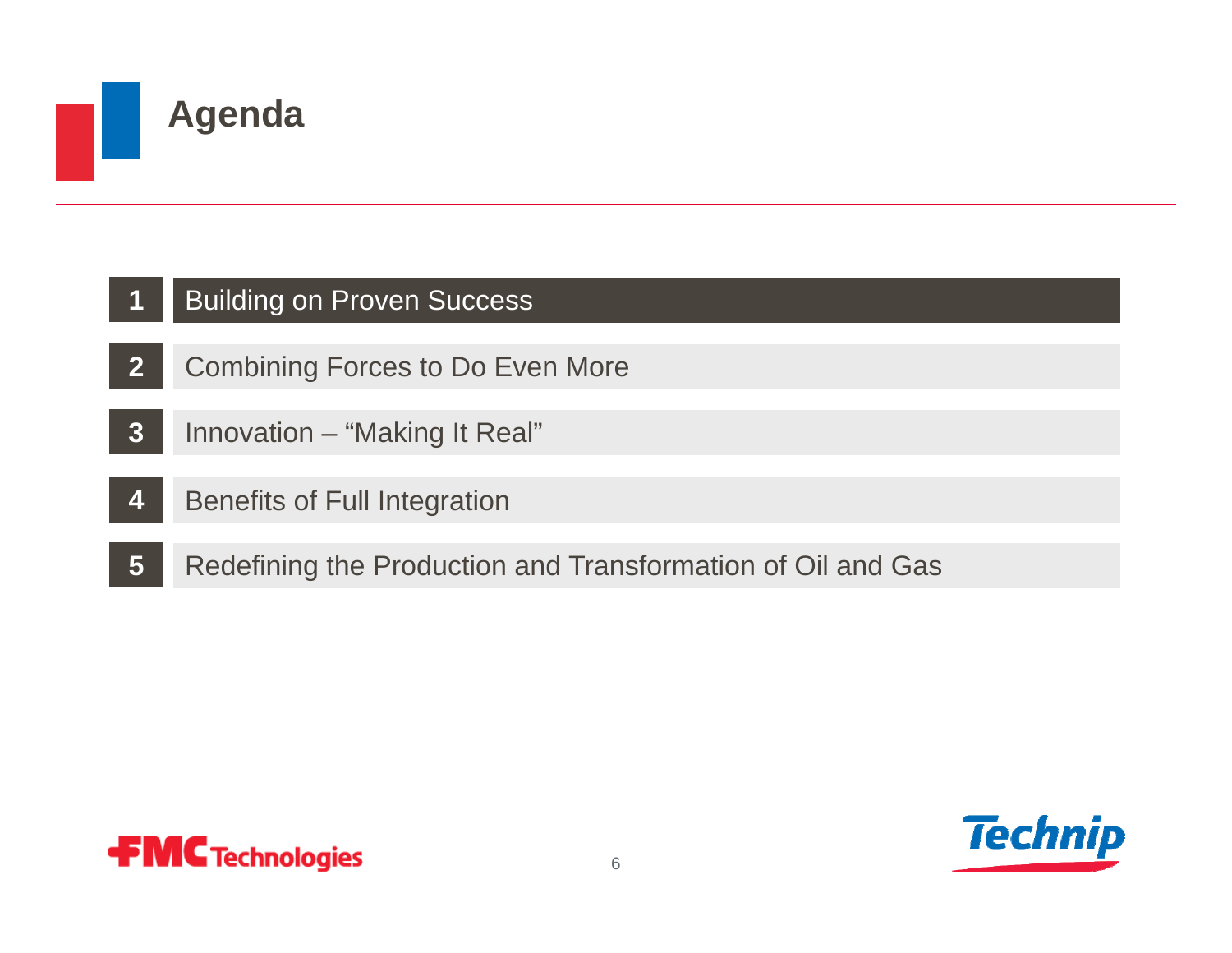# Agenda

1. Building on Proven Success
2. Combining Forces to Do Even More
3. Innovation – “Making It Real”
4. Benefits of Full Integration
5. Redefining the Production and Transformation of Oil and Gas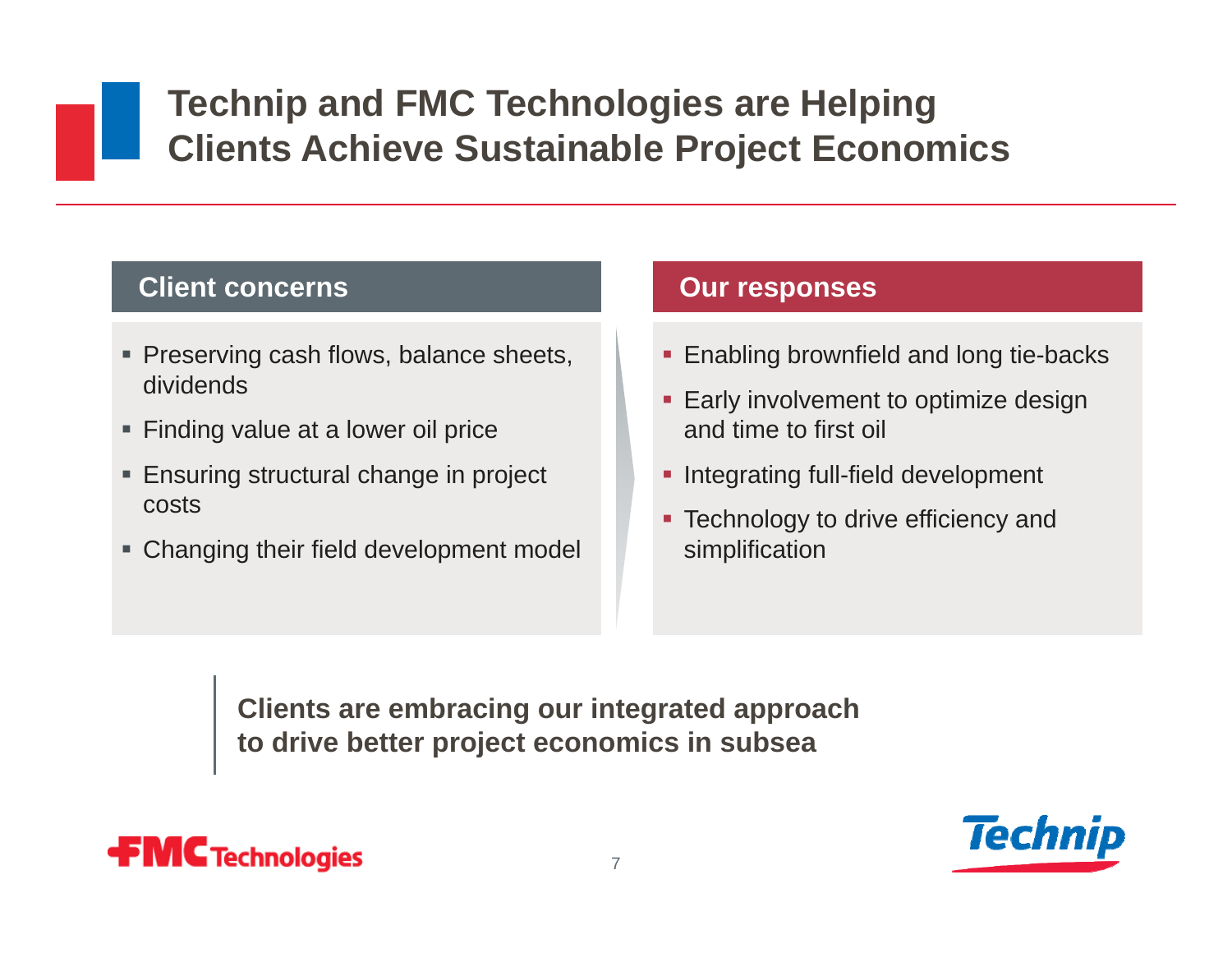# Technip and FMC Technologies are Helping Clients Achieve Sustainable Project Economics

## Client concerns

- Preserving cash flows, balance sheets, dividends
- Finding value at a lower oil price
- Ensuring structural change in project costs
- Changing their field development model

## Our responses

- Enabling brownfield and long tie-backs
- Early involvement to optimize design and time to first oil
- Integrating full-field development
- Technology to drive efficiency and simplification

**Clients are embracing our integrated approach to drive better project economics in subsea**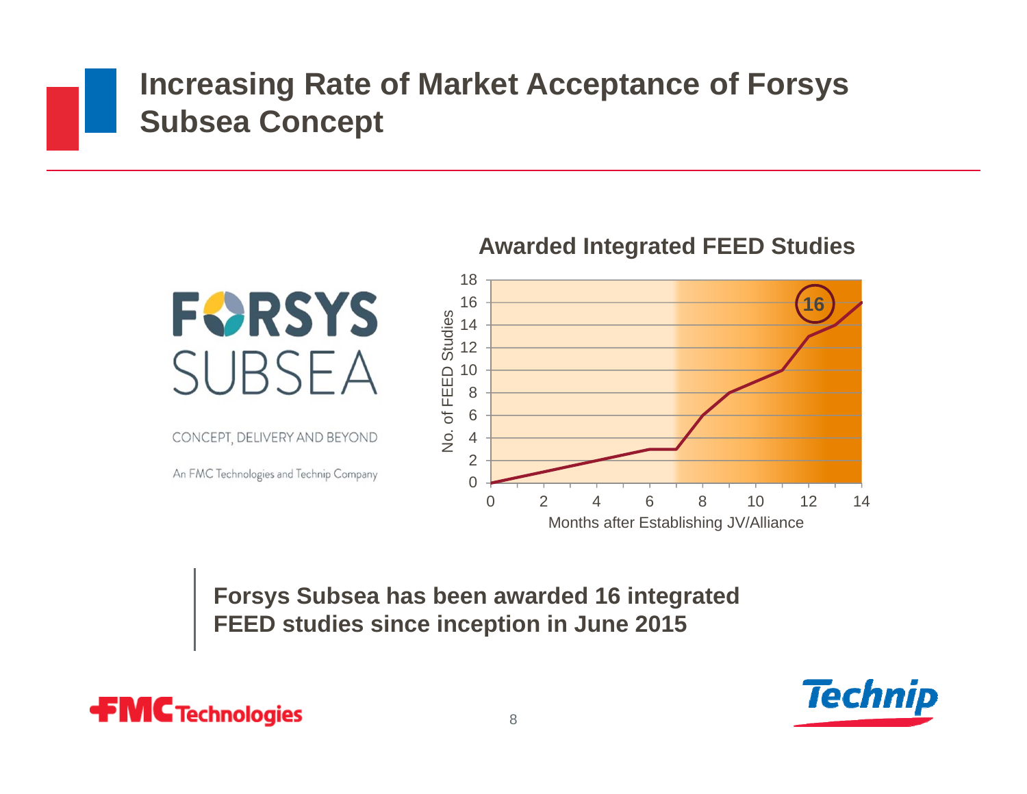# Increasing Rate of Market Acceptance of Forsys Subsea Concept

FORSYS SUBSEA

CONCEPT, DELIVERY AND BEYOND

An FMC Technologies and Technip Company

**Awarded Integrated FEED Studies**

No. of FEED Studies

Months after Establishing JV/Alliance

16

**Forsys Subsea has been awarded 16 integrated FEED studies since inception in June 2015**

FMC Technologies

Technip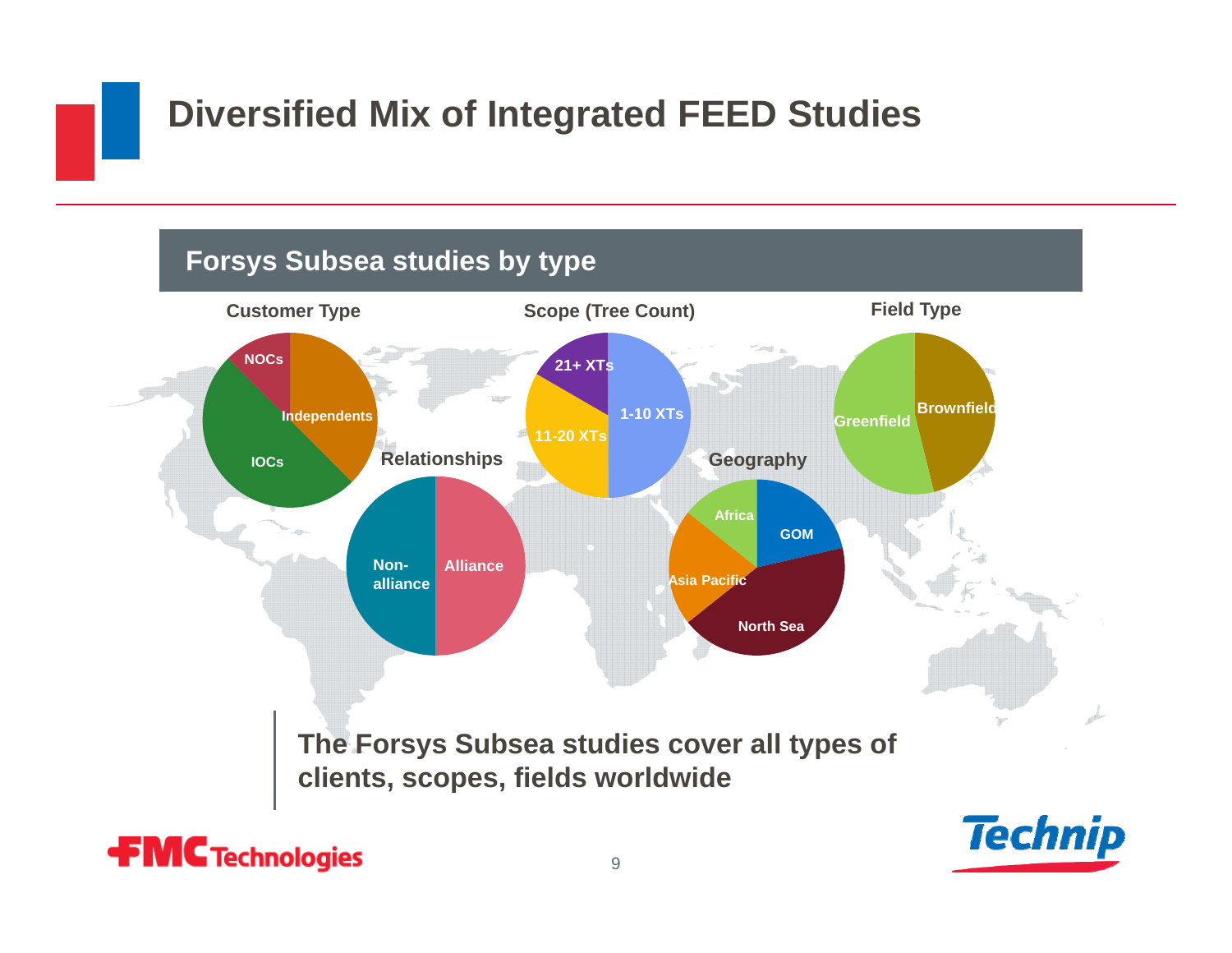# Diversified Mix of Integrated FEED Studies

## Forsys Subsea studies by type

**Customer Type**
- NOCs
- Independents
- IOCs

**Relationships**
- Non-alliance
- Alliance

**Scope (Tree Count)**
- 21+ XTs
- 1-10 XTs
- 11-20 XTs

**Geography**
- Africa
- GOM
- Asia Pacific
- North Sea

**Field Type**
- Greenfield
- Brownfield

**The Forsys Subsea studies cover all types of clients, scopes, fields worldwide**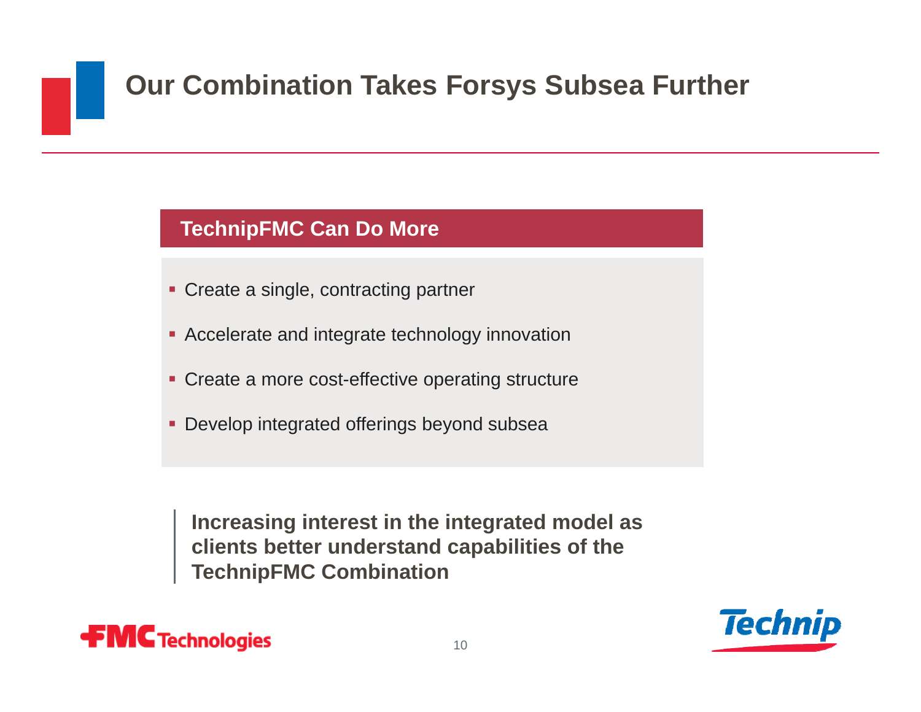# Our Combination Takes Forsys Subsea Further

## TechnipFMC Can Do More

- Create a single, contracting partner
- Accelerate and integrate technology innovation
- Create a more cost-effective operating structure
- Develop integrated offerings beyond subsea

**Increasing interest in the integrated model as clients better understand capabilities of the TechnipFMC Combination**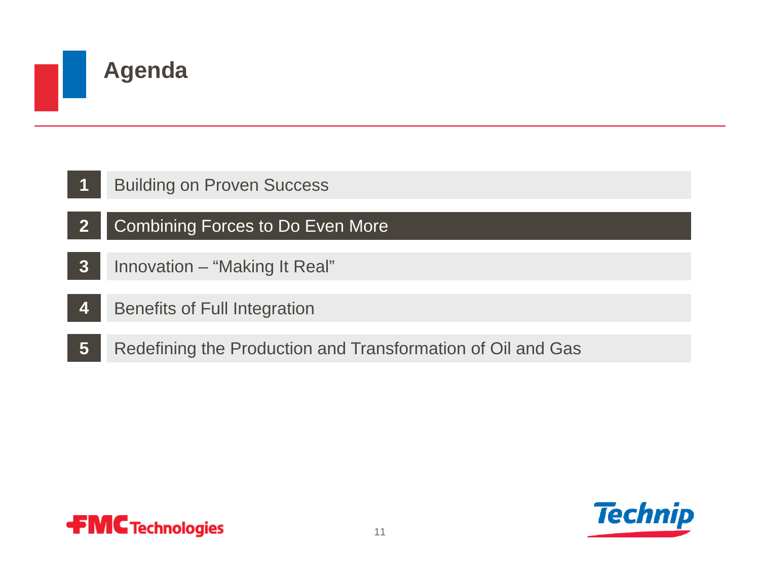# Agenda

1. Building on Proven Success
2. **Combining Forces to Do Even More**
3. Innovation – "Making It Real"
4. Benefits of Full Integration
5. Redefining the Production and Transformation of Oil and Gas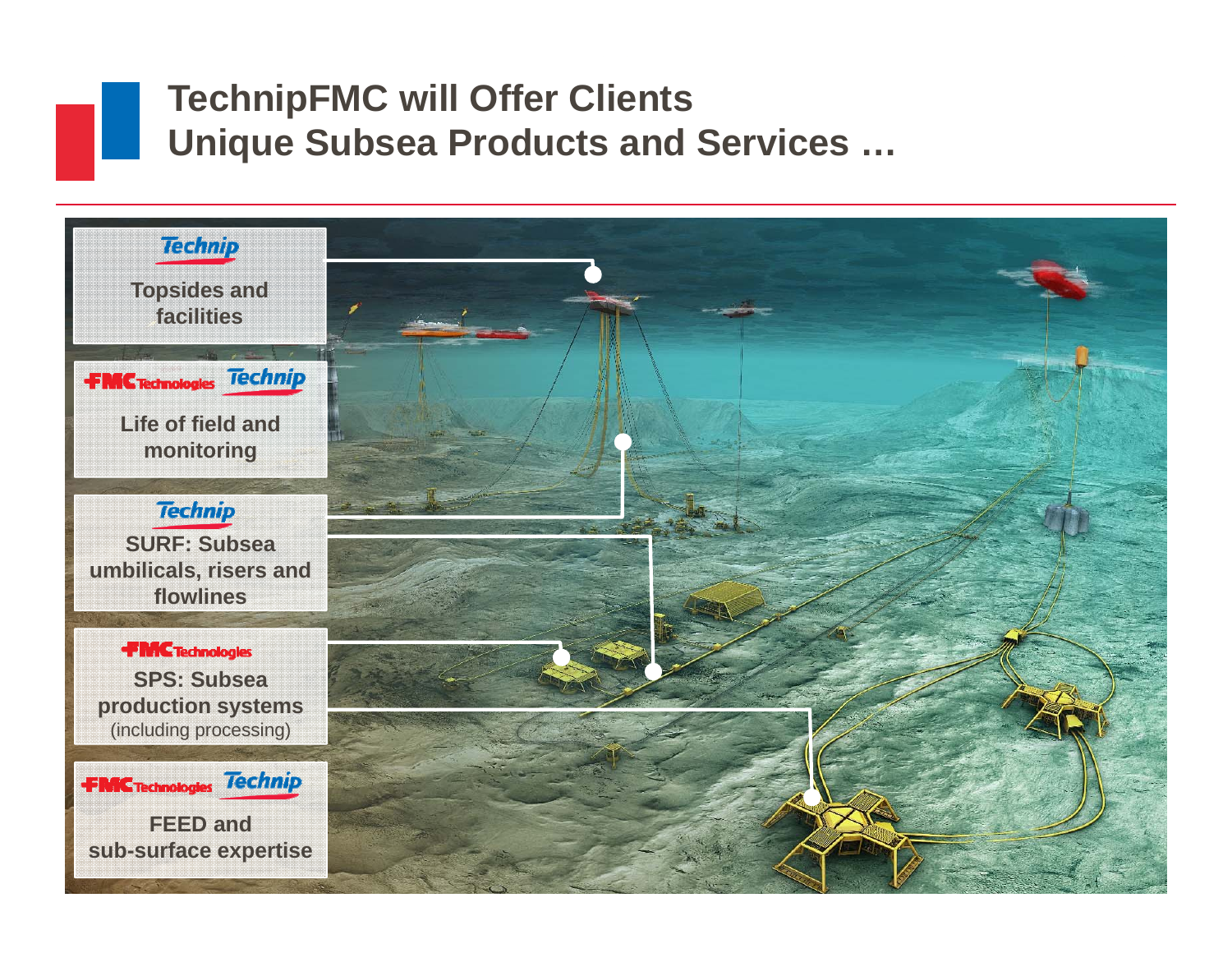# TechnipFMC will Offer Clients Unique Subsea Products and Services …

**Technip**
Topsides and facilities

**FMC Technologies / Technip**
Life of field and monitoring

**Technip**
SURF: Subsea umbilicals, risers and flowlines

**FMC Technologies**
SPS: Subsea production systems (including processing)

**FMC Technologies / Technip**
FEED and sub-surface expertise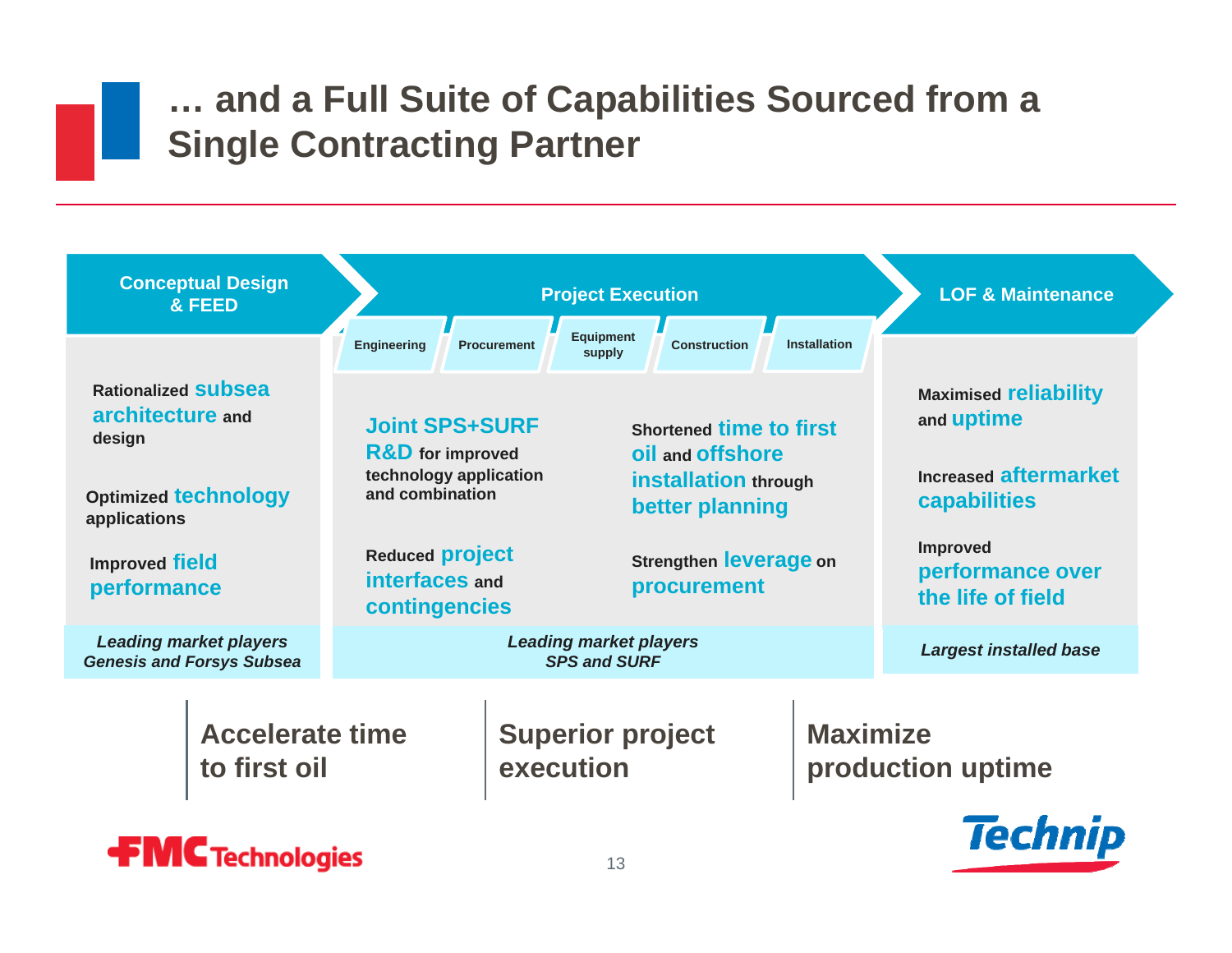# … and a Full Suite of Capabilities Sourced from a Single Contracting Partner

| Conceptual Design & FEED | Project Execution | LOF & Maintenance |
|---|---|---|
| | Engineering – Procurement – Equipment supply – Construction – Installation | |
| Rationalized **subsea architecture** and design | **Joint SPS+SURF R&D** for improved technology application and combination | Maximised **reliability** and **uptime** |
| Optimized **technology** applications | Shortened **time to first oil** and **offshore installation** through **better planning** | Increased **aftermarket capabilities** |
| Improved **field performance** | Reduced **project interfaces** and **contingencies** | Improved **performance over the life of field** |
| | Strengthen **leverage** on **procurement** | |
| *Leading market players Genesis and Forsys Subsea* | *Leading market players SPS and SURF* | *Largest installed base* |

**Accelerate time to first oil**

**Superior project execution**

**Maximize production uptime**

FMC Technologies

Technip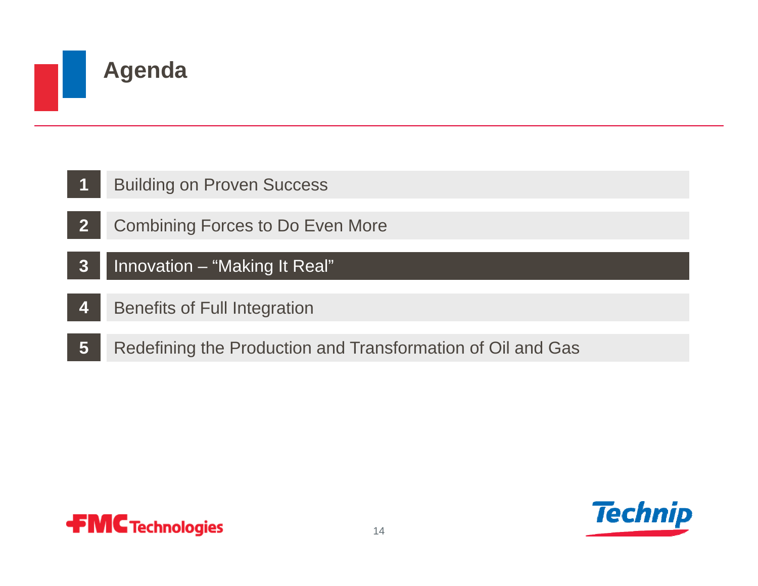# Agenda

1. Building on Proven Success
2. Combining Forces to Do Even More
3. **Innovation – “Making It Real”**
4. Benefits of Full Integration
5. Redefining the Production and Transformation of Oil and Gas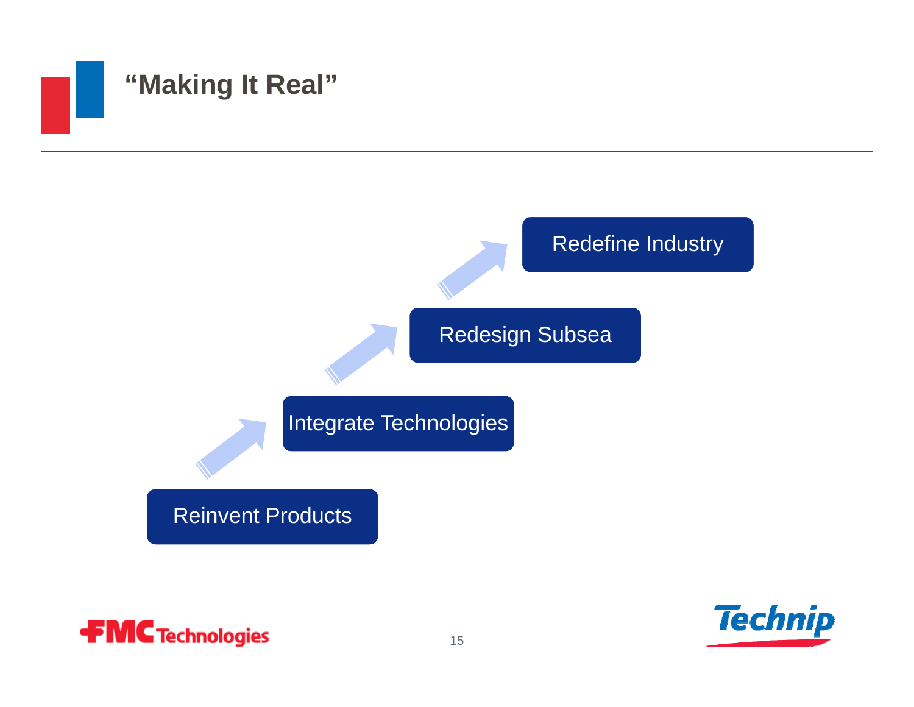# "Making It Real"

- Reinvent Products
- Integrate Technologies
- Redesign Subsea
- Redefine Industry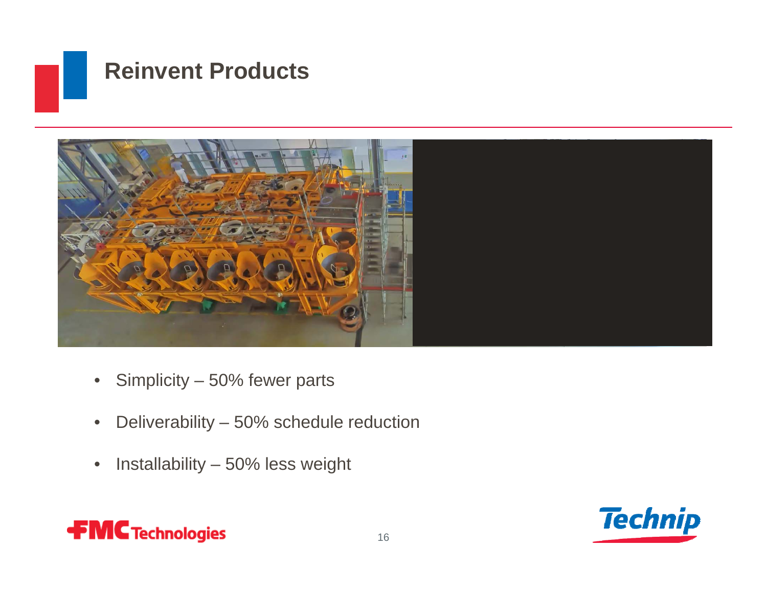# Reinvent Products

- Simplicity – 50% fewer parts
- Deliverability – 50% schedule reduction
- Installability – 50% less weight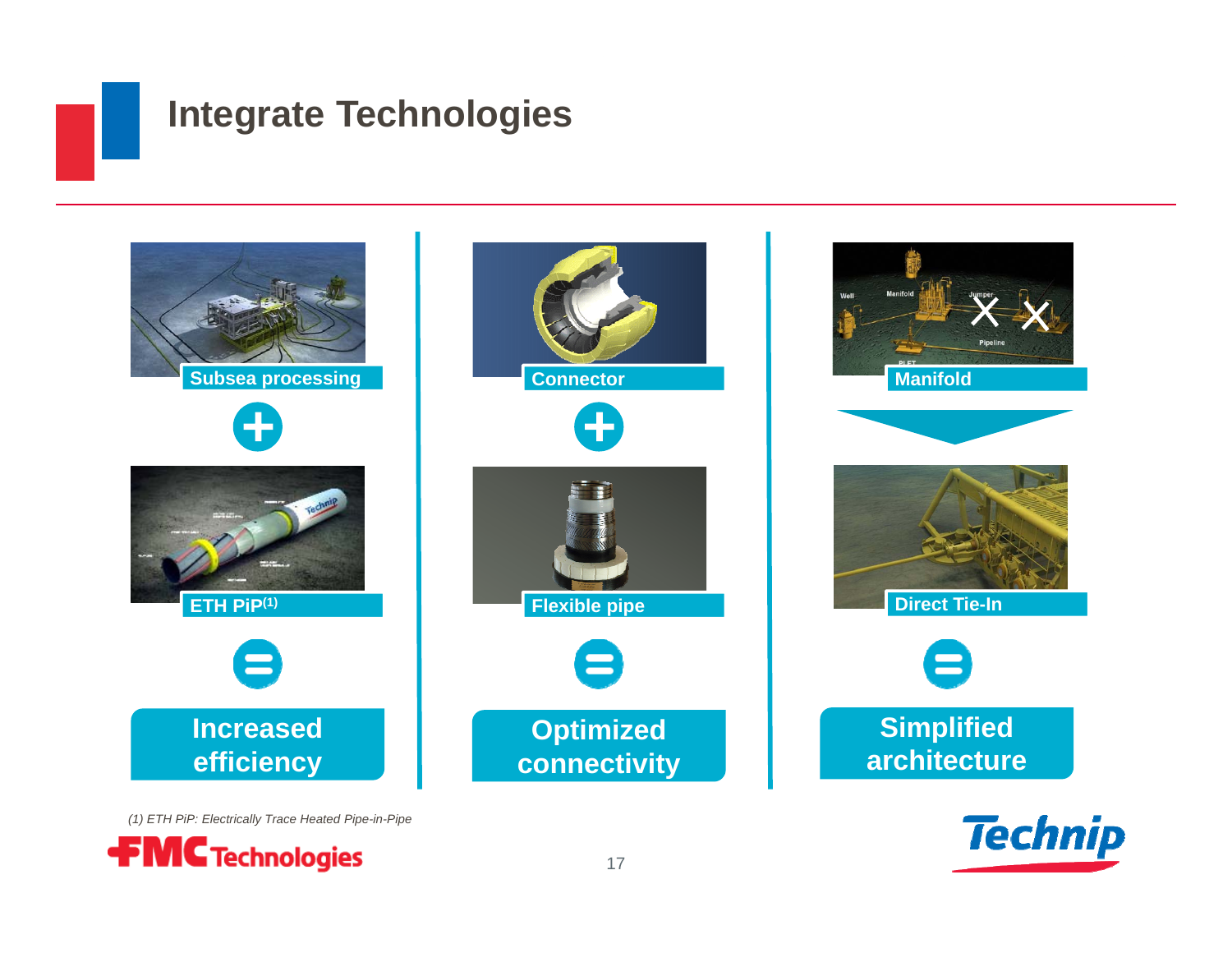# Integrate Technologies

**Subsea processing** + **ETH PiP[1]** = **Increased efficiency**

**Connector** + **Flexible pipe** = **Optimized connectivity**

**Manifold** → **Direct Tie-In** = **Simplified architecture**

*(1) ETH PiP: Electrically Trace Heated Pipe-in-Pipe*

FMC Technologies

Technip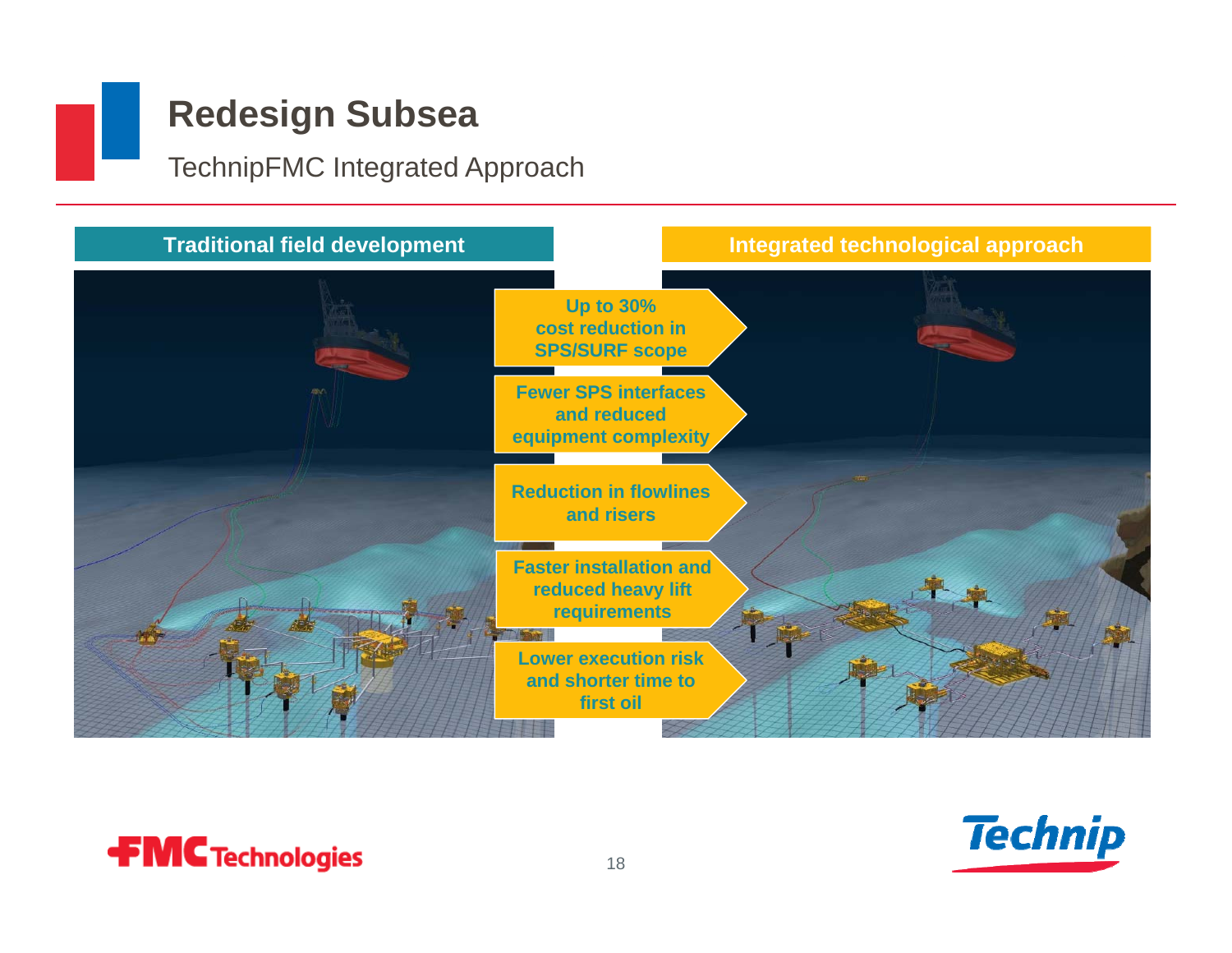# Redesign Subsea

TechnipFMC Integrated Approach

**Traditional field development**

**Integrated technological approach**

- **Up to 30% cost reduction in SPS/SURF scope**
- **Fewer SPS interfaces and reduced equipment complexity**
- **Reduction in flowlines and risers**
- **Faster installation and reduced heavy lift requirements**
- **Lower execution risk and shorter time to first oil**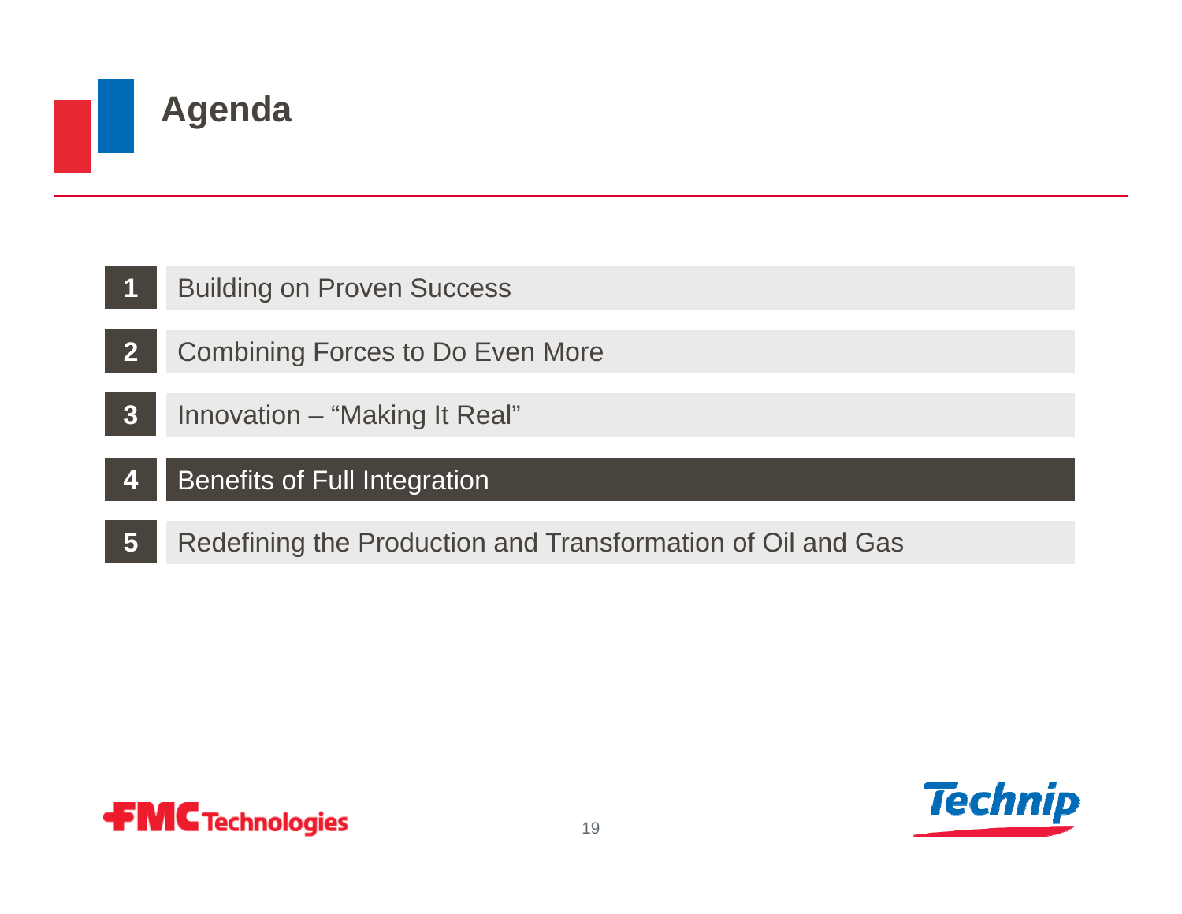# Agenda

1. Building on Proven Success
2. Combining Forces to Do Even More
3. Innovation – “Making It Real”
4. **Benefits of Full Integration**
5. Redefining the Production and Transformation of Oil and Gas

FMC Technologies

Technip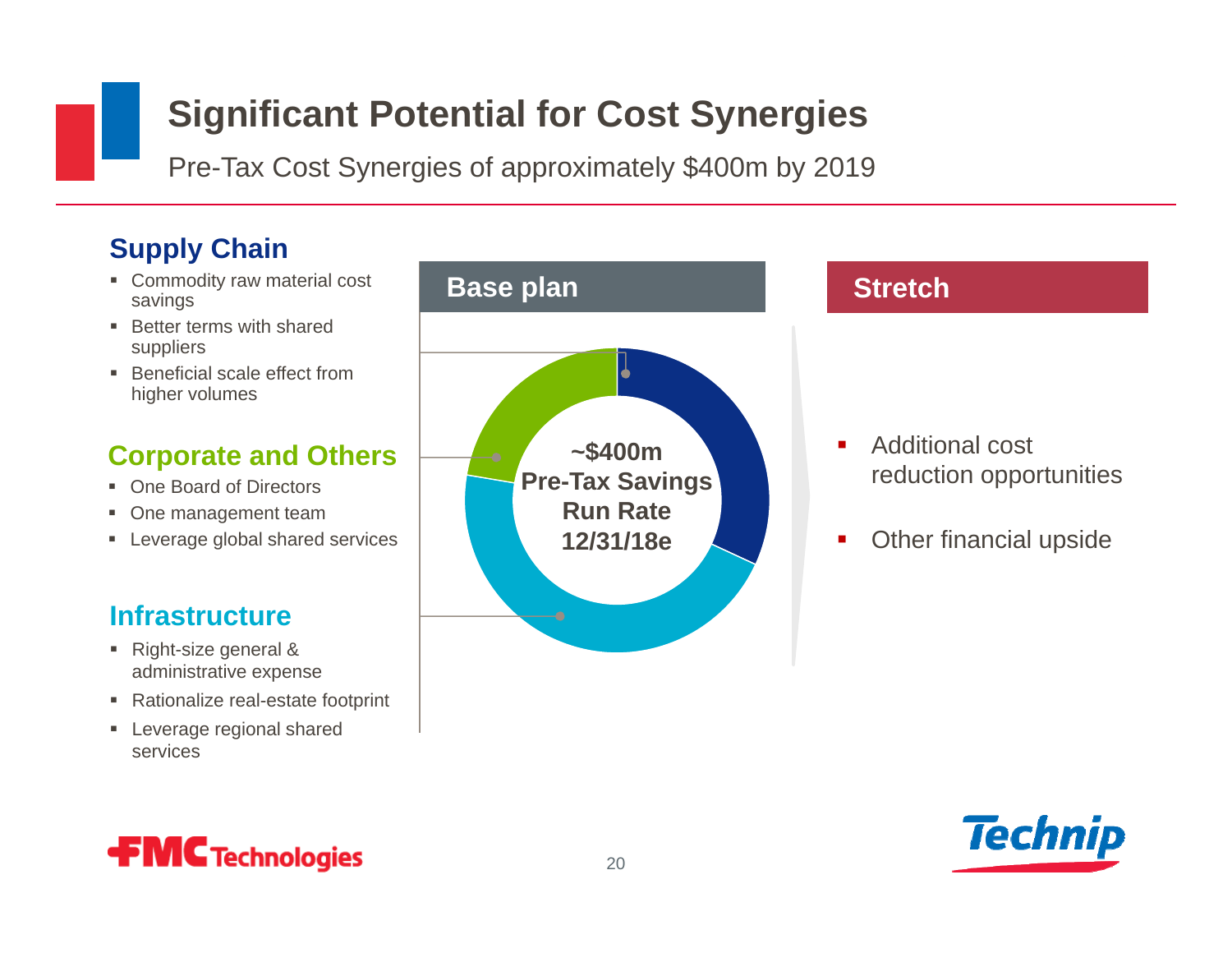# Significant Potential for Cost Synergies

Pre-Tax Cost Synergies of approximately $400m by 2019

## Supply Chain

- Commodity raw material cost savings
- Better terms with shared suppliers
- Beneficial scale effect from higher volumes

## Corporate and Others

- One Board of Directors
- One management team
- Leverage global shared services

## Infrastructure

- Right-size general & administrative expense
- Rationalize real-estate footprint
- Leverage regional shared services

## Base plan

**~$400m Pre-Tax Savings Run Rate 12/31/18e**

## Stretch

- Additional cost reduction opportunities
- Other financial upside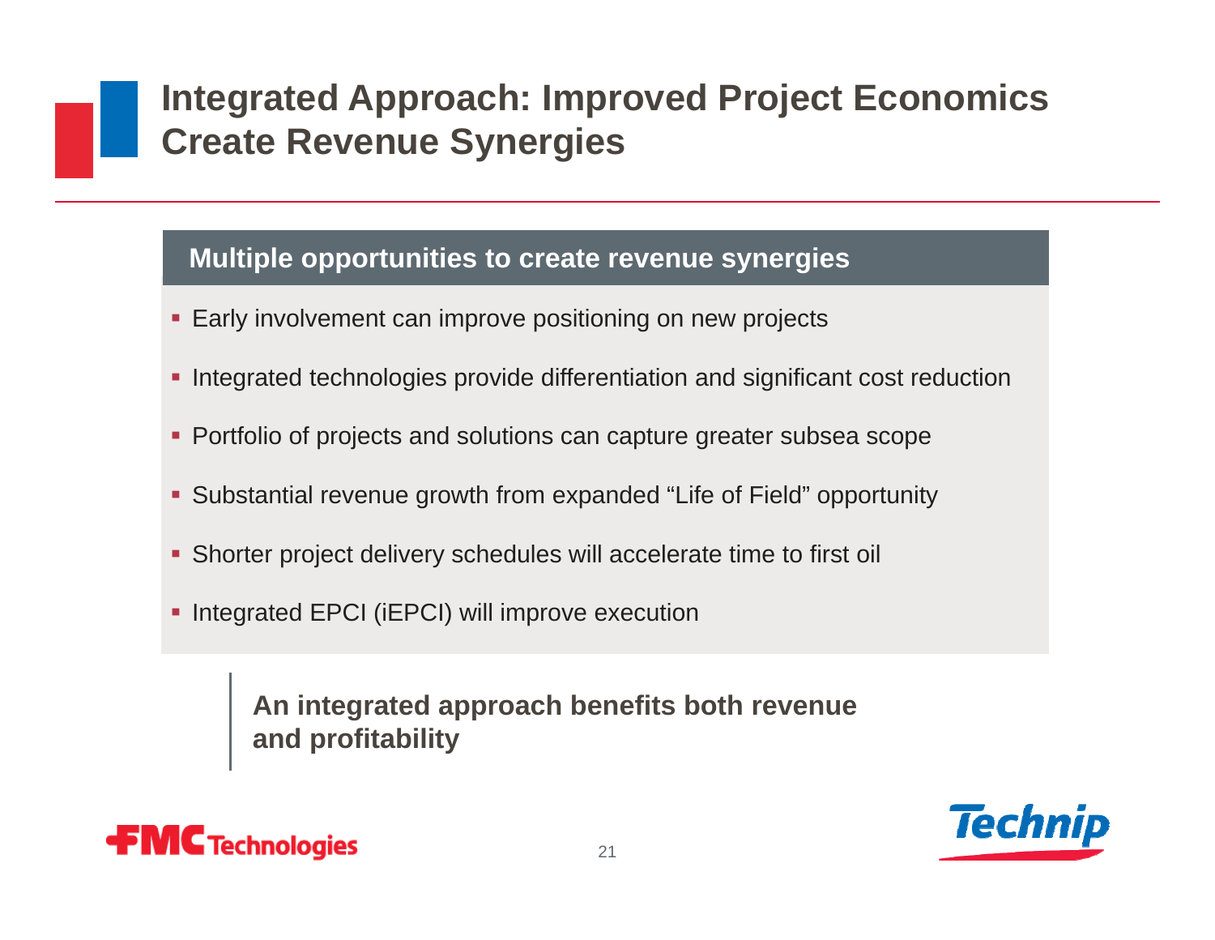# Integrated Approach: Improved Project Economics Create Revenue Synergies

## Multiple opportunities to create revenue synergies

- Early involvement can improve positioning on new projects
- Integrated technologies provide differentiation and significant cost reduction
- Portfolio of projects and solutions can capture greater subsea scope
- Substantial revenue growth from expanded "Life of Field" opportunity
- Shorter project delivery schedules will accelerate time to first oil
- Integrated EPCI (iEPCI) will improve execution

**An integrated approach benefits both revenue and profitability**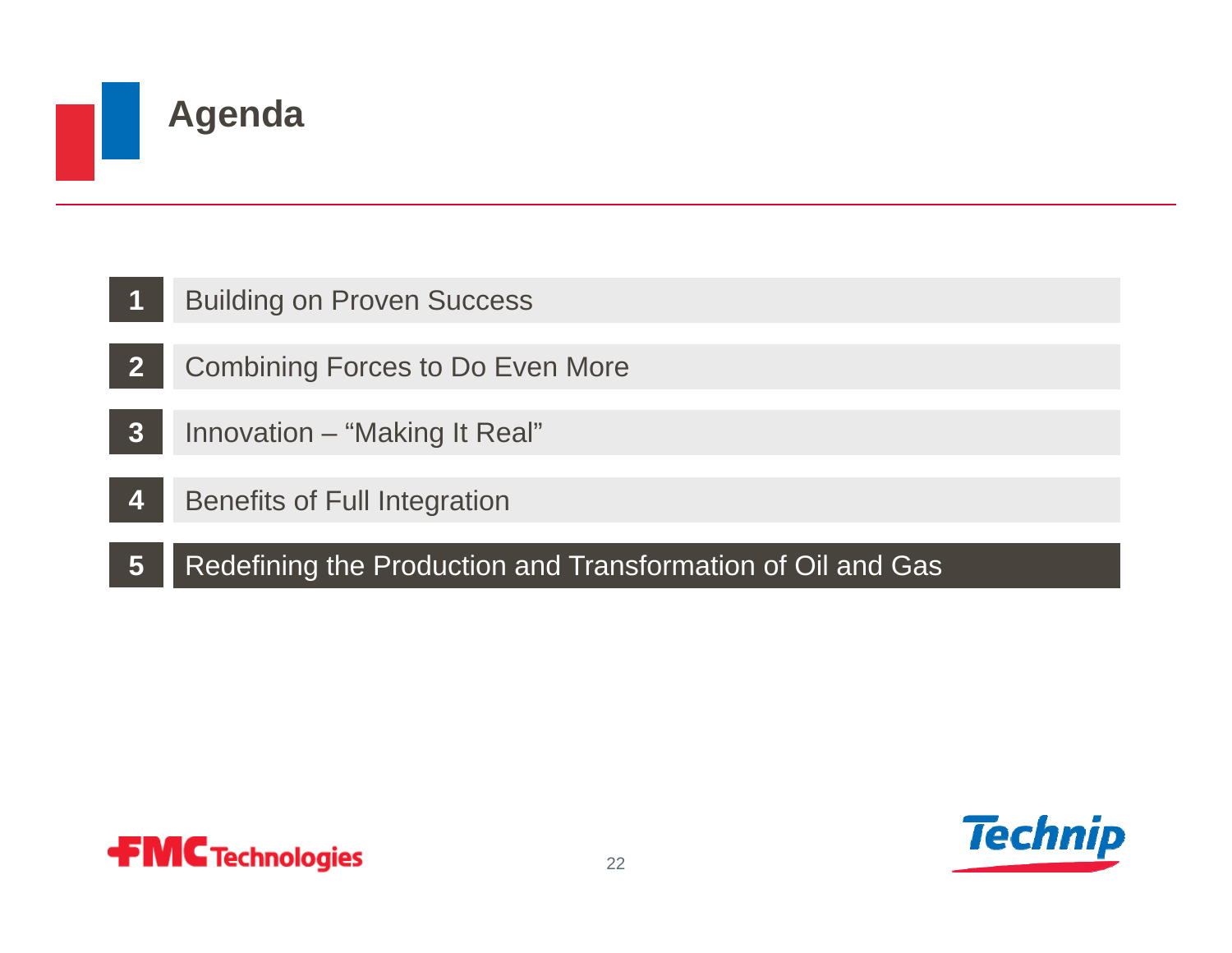# Agenda

1. Building on Proven Success
2. Combining Forces to Do Even More
3. Innovation – "Making It Real"
4. Benefits of Full Integration
5. **Redefining the Production and Transformation of Oil and Gas**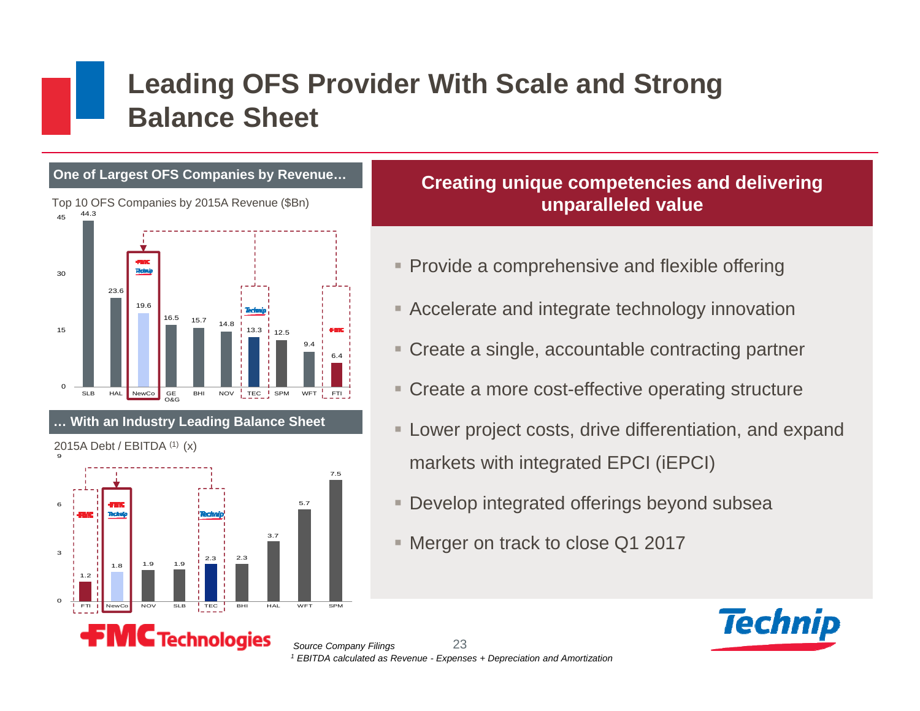# Leading OFS Provider With Scale and Strong Balance Sheet

**One of Largest OFS Companies by Revenue…**

Top 10 OFS Companies by 2015A Revenue ($Bn)

45
30
15
0

44.3 SLB
23.6 HAL
19.6 NewCo
16.5 GE O&G
15.7 BHI
14.8 NOV
13.3 TEC
12.5 SPM
9.4 WFT
6.4 FTI

**… With an Industry Leading Balance Sheet**

2015A Debt / EBITDA [(1)] (x)

9
6
3
0

1.2 FTI
1.8 NewCo
1.9 NOV
1.9 SLB
2.3 TEC
2.3 BHI
3.7 HAL
5.7 WFT
7.5 SPM

**Creating unique competencies and delivering unparalleled value**

- Provide a comprehensive and flexible offering
- Accelerate and integrate technology innovation
- Create a single, accountable contracting partner
- Create a more cost-effective operating structure
- Lower project costs, drive differentiation, and expand markets with integrated EPCI (iEPCI)
- Develop integrated offerings beyond subsea
- Merger on track to close Q1 2017

FMC Technologies

Technip

*Source Company Filings*

*[1] EBITDA calculated as Revenue - Expenses + Depreciation and Amortization*